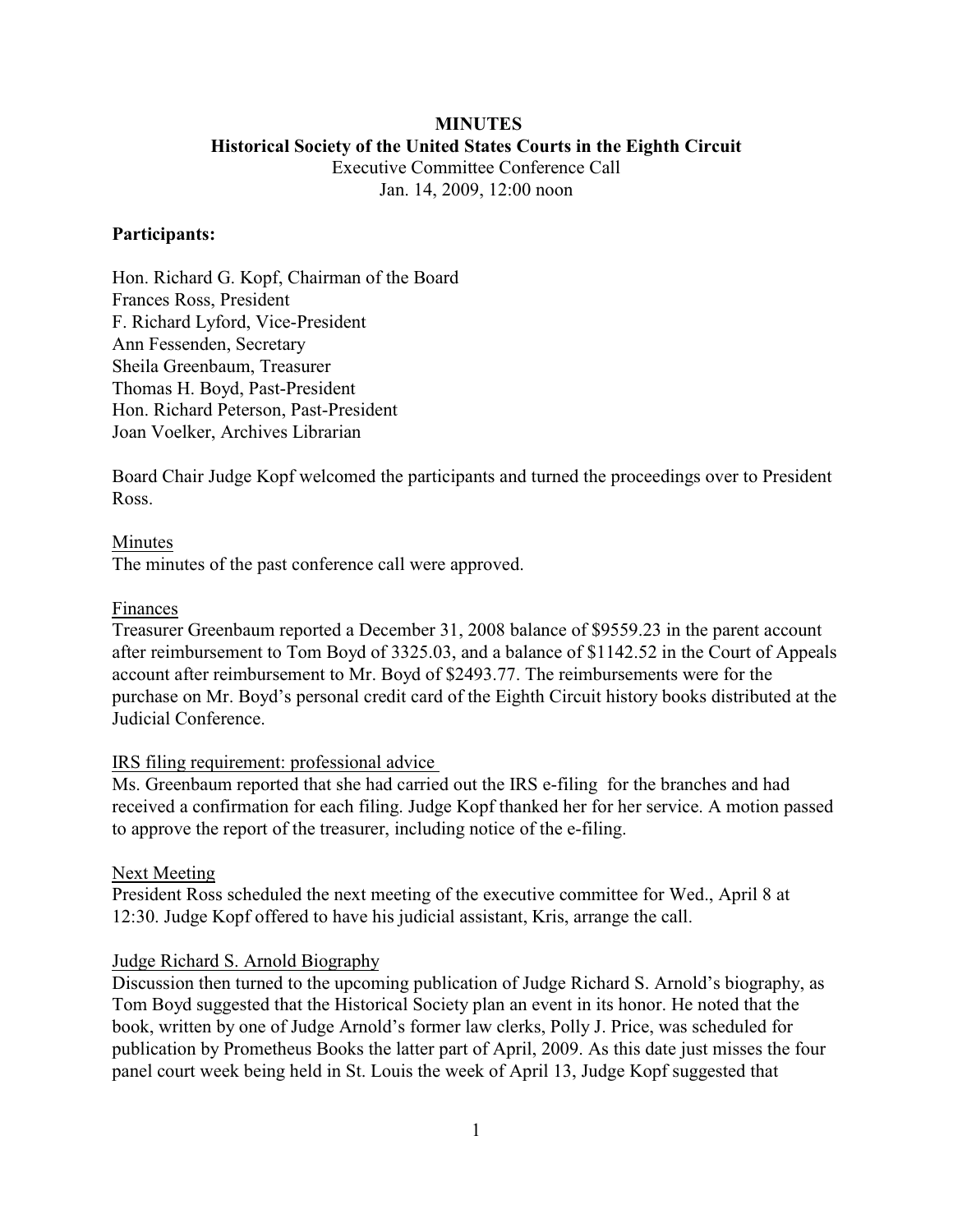**MINUTES**

**Historical Society of the United States Courts in the Eighth Circuit**

Executive Committee Conference Call

Jan. 14, 2009, 12:00 noon

**Participants:**

Hon. Richard G. Kopf, Chairman of the Board
Frances Ross, President
F. Richard Lyford, Vice-President
Ann Fessenden, Secretary
Sheila Greenbaum, Treasurer
Thomas H. Boyd, Past-President
Hon. Richard Peterson, Past-President
Joan Voelker, Archives Librarian

Board Chair Judge Kopf welcomed the participants and turned the proceedings over to President Ross.

Minutes

The minutes of the past conference call were approved.

Finances

Treasurer Greenbaum reported a December 31, 2008 balance of $9559.23 in the parent account after reimbursement to Tom Boyd of 3325.03, and a balance of $1142.52 in the Court of Appeals account after reimbursement to Mr. Boyd of $2493.77. The reimbursements were for the purchase on Mr. Boyd's personal credit card of the Eighth Circuit history books distributed at the Judicial Conference.

IRS filing requirement: professional advice

Ms. Greenbaum reported that she had carried out the IRS e-filing for the branches and had received a confirmation for each filing. Judge Kopf thanked her for her service. A motion passed to approve the report of the treasurer, including notice of the e-filing.

Next Meeting

President Ross scheduled the next meeting of the executive committee for Wed., April 8 at 12:30. Judge Kopf offered to have his judicial assistant, Kris, arrange the call.

Judge Richard S. Arnold Biography

Discussion then turned to the upcoming publication of Judge Richard S. Arnold's biography, as Tom Boyd suggested that the Historical Society plan an event in its honor. He noted that the book, written by one of Judge Arnold's former law clerks, Polly J. Price, was scheduled for publication by Prometheus Books the latter part of April, 2009. As this date just misses the four panel court week being held in St. Louis the week of April 13, Judge Kopf suggested that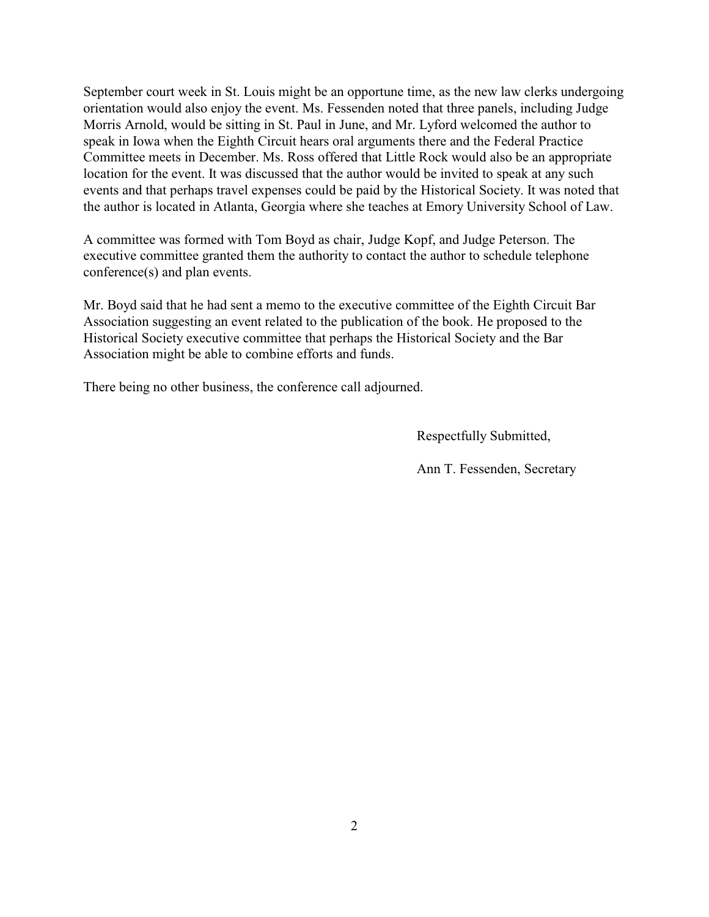September court week in St. Louis might be an opportune time, as the new law clerks undergoing orientation would also enjoy the event. Ms. Fessenden noted that three panels, including Judge Morris Arnold, would be sitting in St. Paul in June, and Mr. Lyford welcomed the author to speak in Iowa when the Eighth Circuit hears oral arguments there and the Federal Practice Committee meets in December. Ms. Ross offered that Little Rock would also be an appropriate location for the event. It was discussed that the author would be invited to speak at any such events and that perhaps travel expenses could be paid by the Historical Society. It was noted that the author is located in Atlanta, Georgia where she teaches at Emory University School of Law.

A committee was formed with Tom Boyd as chair, Judge Kopf, and Judge Peterson. The executive committee granted them the authority to contact the author to schedule telephone conference(s) and plan events.

Mr. Boyd said that he had sent a memo to the executive committee of the Eighth Circuit Bar Association suggesting an event related to the publication of the book. He proposed to the Historical Society executive committee that perhaps the Historical Society and the Bar Association might be able to combine efforts and funds.

There being no other business, the conference call adjourned.

Respectfully Submitted,

Ann T. Fessenden, Secretary